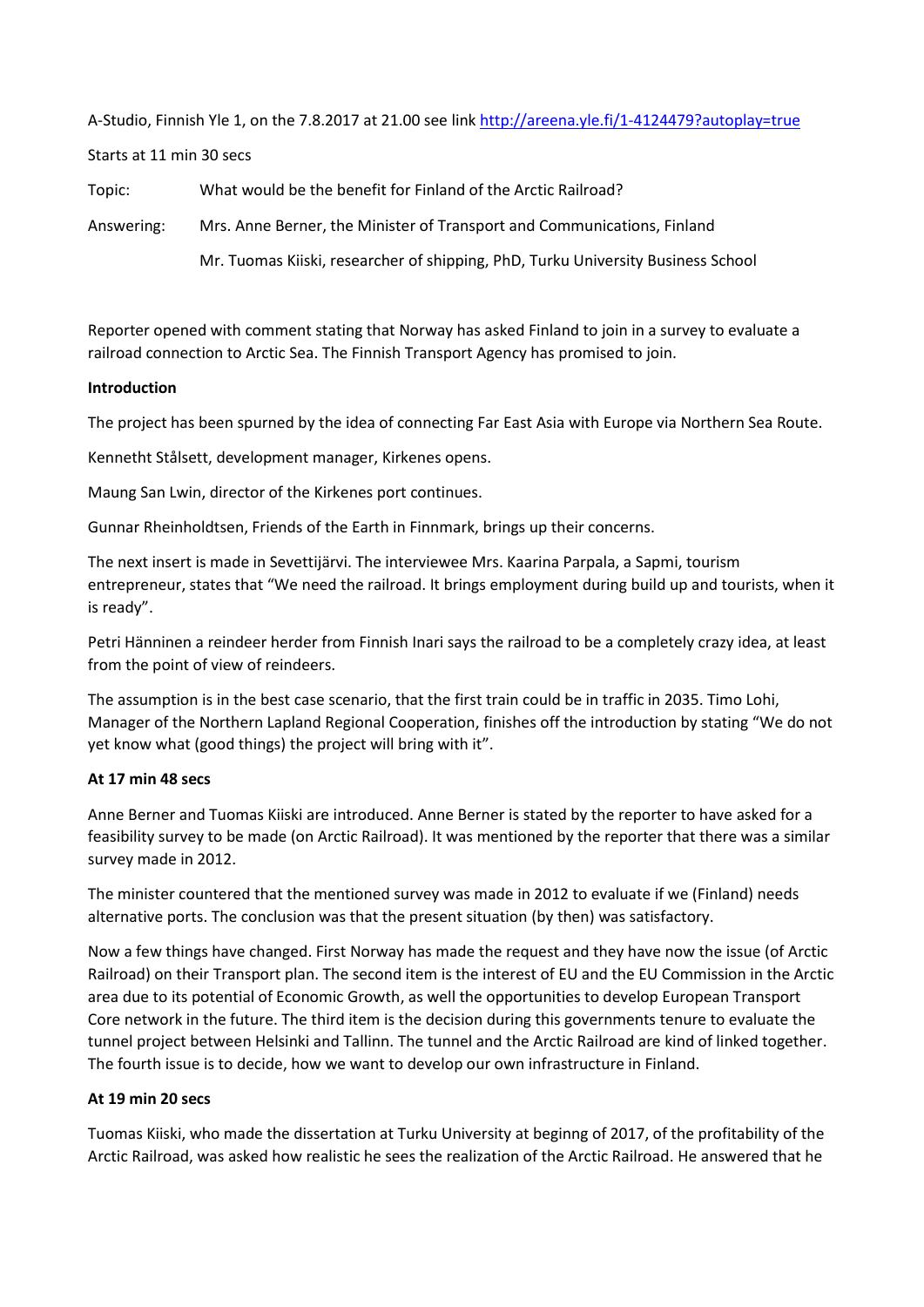A-Studio, Finnish Yle 1, on the 7.8.2017 at 21.00 see link http://areena.yle.fi/1-4124479?autoplay=true

Starts at 11 min 30 secs

Topic: What would be the benefit for Finland of the Arctic Railroad?

Answering: Mrs. Anne Berner, the Minister of Transport and Communications, Finland

Mr. Tuomas Kiiski, researcher of shipping, PhD, Turku University Business School

Reporter opened with comment stating that Norway has asked Finland to join in a survey to evaluate a railroad connection to Arctic Sea. The Finnish Transport Agency has promised to join.

**Introduction**

The project has been spurned by the idea of connecting Far East Asia with Europe via Northern Sea Route.

Kenneth Stålsett, development manager, Kirkenes opens.

Maung San Lwin, director of the Kirkenes port continues.

Gunnar Rheinholdtsen, Friends of the Earth in Finnmark, brings up their concerns.

The next insert is made in Sevettijärvi. The interviewee Mrs. Kaarina Parpala, a Sapmi, tourism entrepreneur, states that "We need the railroad. It brings employment during build up and tourists, when it is ready".

Petri Hänninen a reindeer herder from Finnish Inari says the railroad to be a completely crazy idea, at least from the point of view of reindeers.

The assumption is in the best case scenario, that the first train could be in traffic in 2035. Timo Lohi, Manager of the Northern Lapland Regional Cooperation, finishes off the introduction by stating "We do not yet know what (good things) the project will bring with it".

**At 17 min 48 secs**

Anne Berner and Tuomas Kiiski are introduced. Anne Berner is stated by the reporter to have asked for a feasibility survey to be made (on Arctic Railroad). It was mentioned by the reporter that there was a similar survey made in 2012.

The minister countered that the mentioned survey was made in 2012 to evaluate if we (Finland) needs alternative ports. The conclusion was that the present situation (by then) was satisfactory.

Now a few things have changed. First Norway has made the request and they have now the issue (of Arctic Railroad) on their Transport plan. The second item is the interest of EU and the EU Commission in the Arctic area due to its potential of Economic Growth, as well the opportunities to develop European Transport Core network in the future. The third item is the decision during this governments tenure to evaluate the tunnel project between Helsinki and Tallinn. The tunnel and the Arctic Railroad are kind of linked together. The fourth issue is to decide, how we want to develop our own infrastructure in Finland.

**At 19 min 20 secs**

Tuomas Kiiski, who made the dissertation at Turku University at beginng of 2017, of the profitability of the Arctic Railroad, was asked how realistic he sees the realization of the Arctic Railroad. He answered that he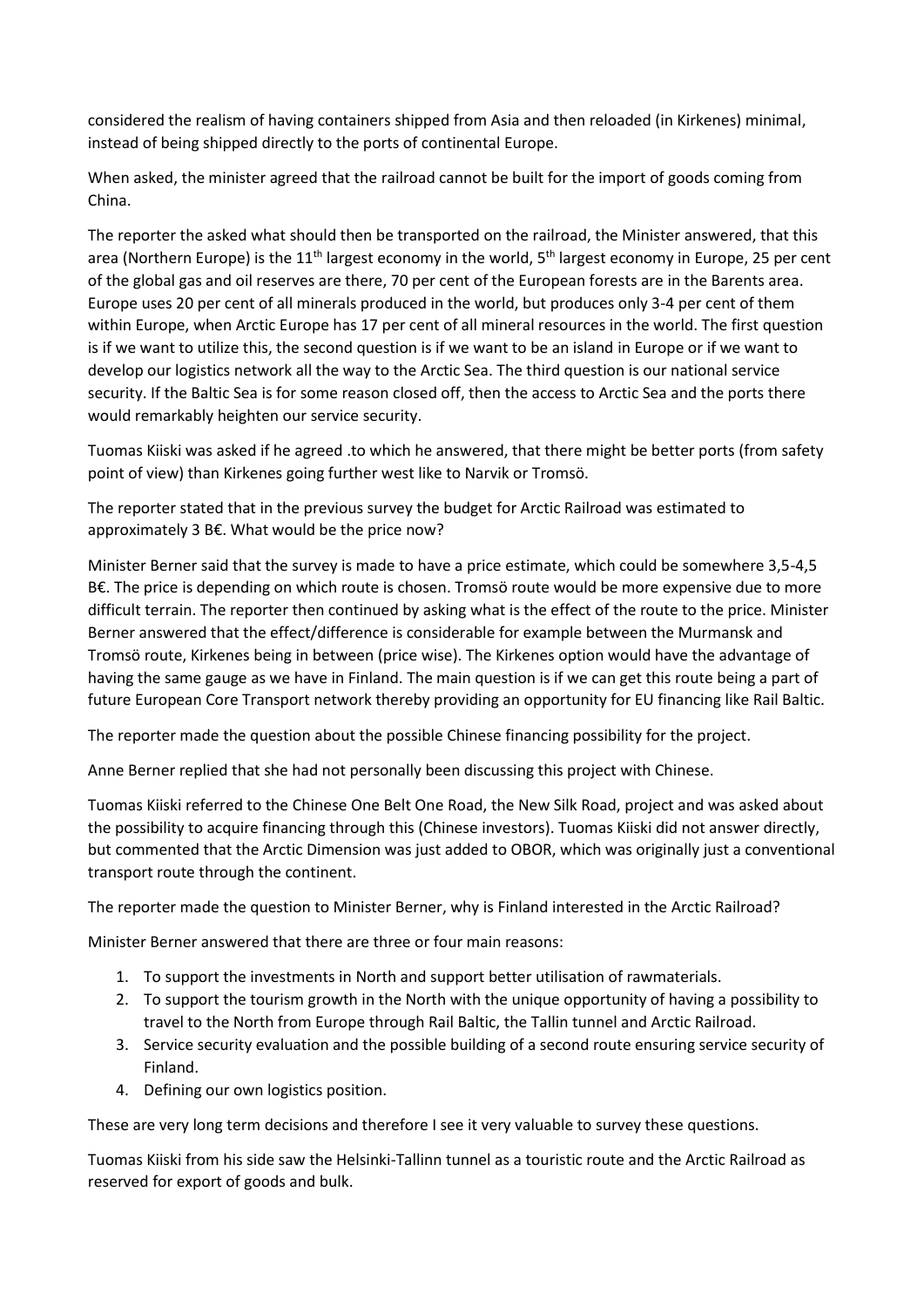considered the realism of having containers shipped from Asia and then reloaded (in Kirkenes) minimal, instead of being shipped directly to the ports of continental Europe.

When asked, the minister agreed that the railroad cannot be built for the import of goods coming from China.

The reporter the asked what should then be transported on the railroad, the Minister answered, that this area (Northern Europe) is the 11th largest economy in the world, 5th largest economy in Europe, 25 per cent of the global gas and oil reserves are there, 70 per cent of the European forests are in the Barents area. Europe uses 20 per cent of all minerals produced in the world, but produces only 3-4 per cent of them within Europe, when Arctic Europe has 17 per cent of all mineral resources in the world. The first question is if we want to utilize this, the second question is if we want to be an island in Europe or if we want to develop our logistics network all the way to the Arctic Sea. The third question is our national service security. If the Baltic Sea is for some reason closed off, then the access to Arctic Sea and the ports there would remarkably heighten our service security.

Tuomas Kiiski was asked if he agreed .to which he answered, that there might be better ports (from safety point of view) than Kirkenes going further west like to Narvik or Tromsö.

The reporter stated that in the previous survey the budget for Arctic Railroad was estimated to approximately 3 B€. What would be the price now?

Minister Berner said that the survey is made to have a price estimate, which could be somewhere 3,5-4,5 B€. The price is depending on which route is chosen. Tromsö route would be more expensive due to more difficult terrain. The reporter then continued by asking what is the effect of the route to the price. Minister Berner answered that the effect/difference is considerable for example between the Murmansk and Tromsö route, Kirkenes being in between (price wise). The Kirkenes option would have the advantage of having the same gauge as we have in Finland. The main question is if we can get this route being a part of future European Core Transport network thereby providing an opportunity for EU financing like Rail Baltic.

The reporter made the question about the possible Chinese financing possibility for the project.

Anne Berner replied that she had not personally been discussing this project with Chinese.

Tuomas Kiiski referred to the Chinese One Belt One Road, the New Silk Road, project and was asked about the possibility to acquire financing through this (Chinese investors). Tuomas Kiiski did not answer directly, but commented that the Arctic Dimension was just added to OBOR, which was originally just a conventional transport route through the continent.

The reporter made the question to Minister Berner, why is Finland interested in the Arctic Railroad?

Minister Berner answered that there are three or four main reasons:

1. To support the investments in North and support better utilisation of rawmaterials.
2. To support the tourism growth in the North with the unique opportunity of having a possibility to travel to the North from Europe through Rail Baltic, the Tallin tunnel and Arctic Railroad.
3. Service security evaluation and the possible building of a second route ensuring service security of Finland.
4. Defining our own logistics position.

These are very long term decisions and therefore I see it very valuable to survey these questions.

Tuomas Kiiski from his side saw the Helsinki-Tallinn tunnel as a touristic route and the Arctic Railroad as reserved for export of goods and bulk.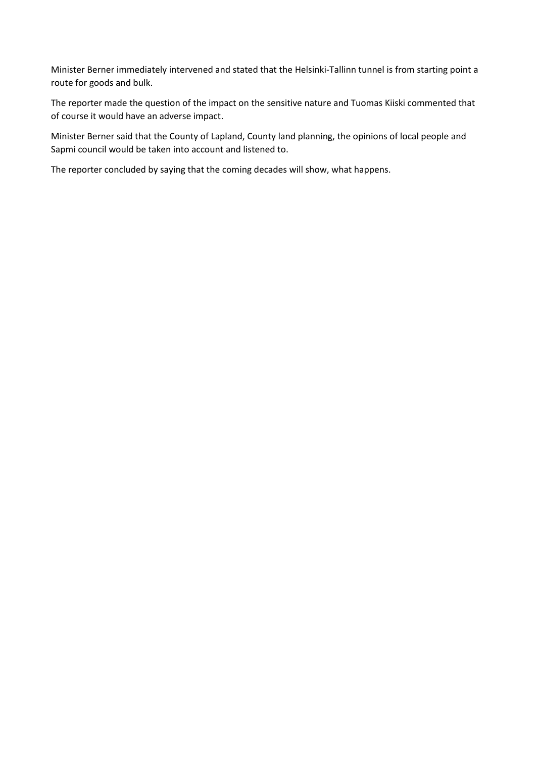Minister Berner immediately intervened and stated that the Helsinki-Tallinn tunnel is from starting point a route for goods and bulk.

The reporter made the question of the impact on the sensitive nature and Tuomas Kiiski commented that of course it would have an adverse impact.

Minister Berner said that the County of Lapland, County land planning, the opinions of local people and Sapmi council would be taken into account and listened to.

The reporter concluded by saying that the coming decades will show, what happens.